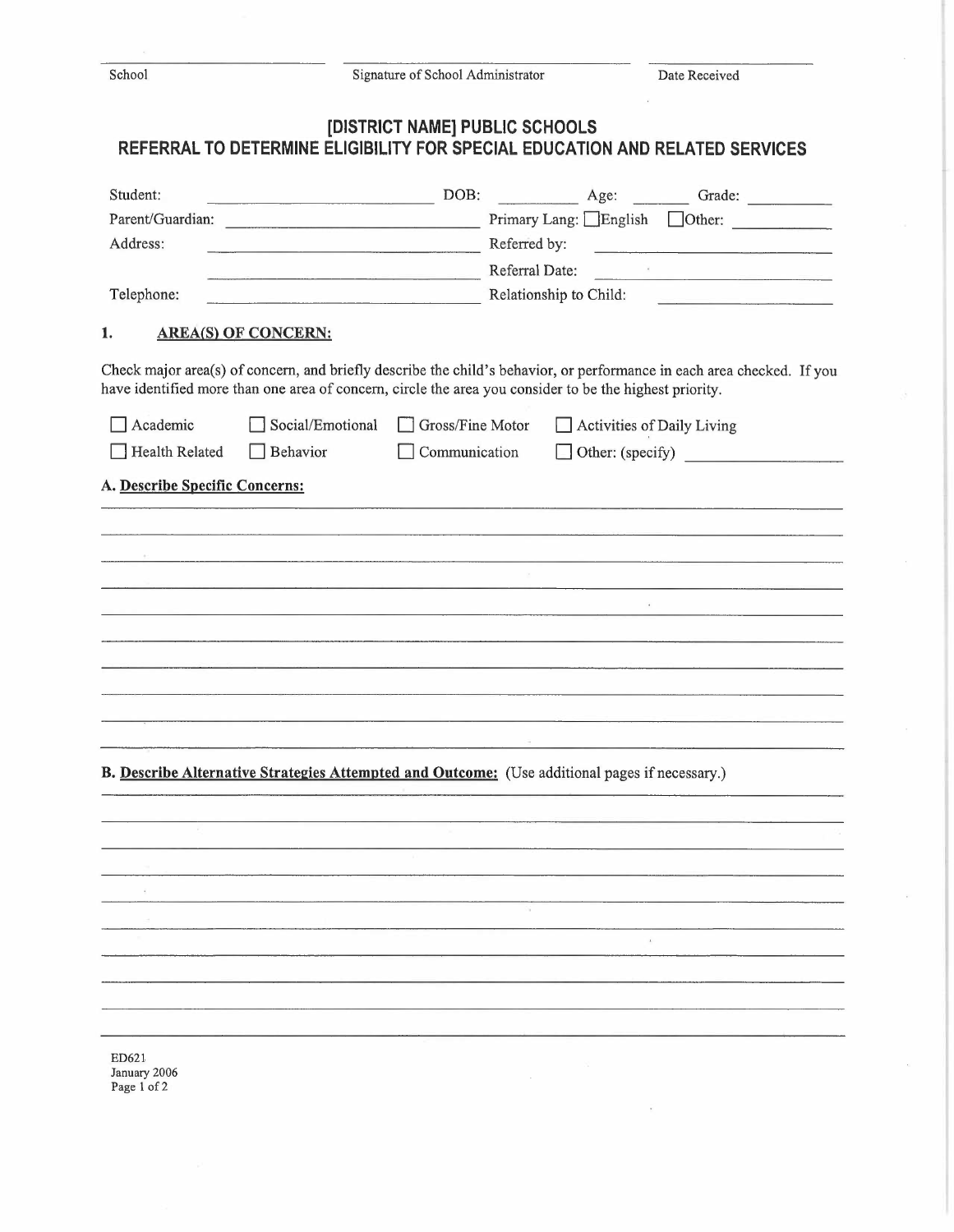School ______________________ Signature of School Administrator ______________________ Date Received ______________________

# [DISTRICT NAME] PUBLIC SCHOOLS
## REFERRAL TO DETERMINE ELIGIBILITY FOR SPECIAL EDUCATION AND RELATED SERVICES

Student: ______________________ DOB: __________ Age: _______ Grade: __________

Parent/Guardian: ______________________ Primary Lang: ☐English ☐Other: __________

Address: ______________________ Referred by: ______________________

______________________ Referral Date: ______________________

Telephone: ______________________ Relationship to Child: ______________________

### 1. AREA(S) OF CONCERN:

Check major area(s) of concern, and briefly describe the child's behavior, or performance in each area checked. If you have identified more than one area of concern, circle the area you consider to be the highest priority.

☐ Academic ☐ Social/Emotional ☐ Gross/Fine Motor ☐ Activities of Daily Living

☐ Health Related ☐ Behavior ☐ Communication ☐ Other: (specify) ______________________

**A. Describe Specific Concerns:**

______________________________________________________________________

______________________________________________________________________

______________________________________________________________________

______________________________________________________________________

______________________________________________________________________

______________________________________________________________________

______________________________________________________________________

______________________________________________________________________

______________________________________________________________________

______________________________________________________________________

**B. Describe Alternative Strategies Attempted and Outcome:** (Use additional pages if necessary.)

______________________________________________________________________

______________________________________________________________________

______________________________________________________________________

______________________________________________________________________

______________________________________________________________________

______________________________________________________________________

______________________________________________________________________

______________________________________________________________________

______________________________________________________________________

______________________________________________________________________

ED621
January 2006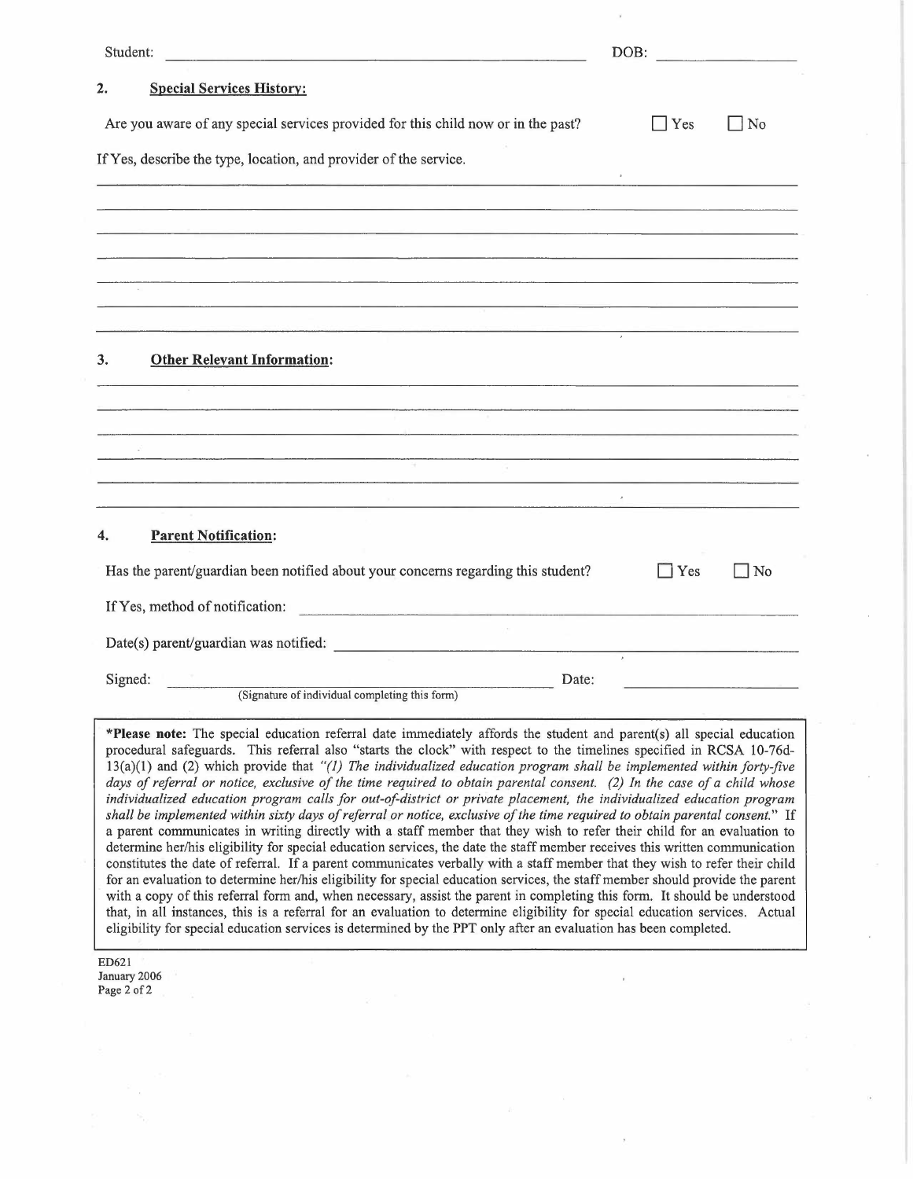Student: ______________________________ DOB: ______________

2. **Special Services History:**

Are you aware of any special services provided for this child now or in the past? ☐ Yes ☐ No

If Yes, describe the type, location, and provider of the service.

______________________________________________________________________

______________________________________________________________________

______________________________________________________________________

______________________________________________________________________

______________________________________________________________________

______________________________________________________________________

______________________________________________________________________

3. **Other Relevant Information:**

______________________________________________________________________

______________________________________________________________________

______________________________________________________________________

______________________________________________________________________

______________________________________________________________________

______________________________________________________________________

4. **Parent Notification:**

Has the parent/guardian been notified about your concerns regarding this student? ☐ Yes ☐ No

If Yes, method of notification: ______________________________________

Date(s) parent/guardian was notified: ______________________________________

Signed: ______________________________ Date: ______________

(Signature of individual completing this form)

**\*Please note:** The special education referral date immediately affords the student and parent(s) all special education procedural safeguards. This referral also "starts the clock" with respect to the timelines specified in RCSA 10-76d-13(a)(1) and (2) which provide that *"(1) The individualized education program shall be implemented within forty-five days of referral or notice, exclusive of the time required to obtain parental consent. (2) In the case of a child whose individualized education program calls for out-of-district or private placement, the individualized education program shall be implemented within sixty days of referral or notice, exclusive of the time required to obtain parental consent."* If a parent communicates in writing directly with a staff member that they wish to refer their child for an evaluation to determine her/his eligibility for special education services, the date the staff member receives this written communication constitutes the date of referral. If a parent communicates verbally with a staff member that they wish to refer their child for an evaluation to determine her/his eligibility for special education services, the staff member should provide the parent with a copy of this referral form and, when necessary, assist the parent in completing this form. It should be understood that, in all instances, this is a referral for an evaluation to determine eligibility for special education services. Actual eligibility for special education services is determined by the PPT only after an evaluation has been completed.

ED621
January 2006